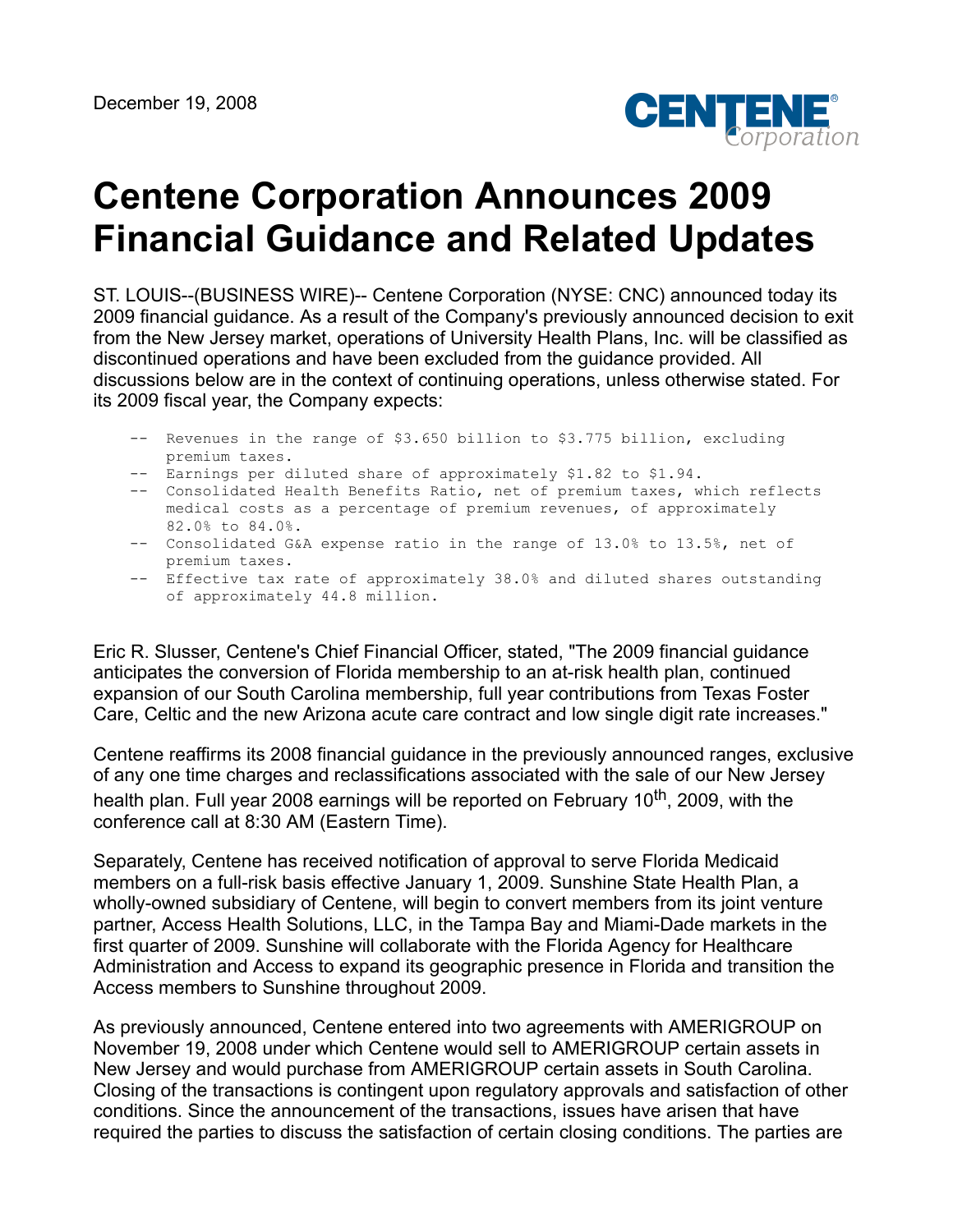December 19, 2008

# Centene Corporation Announces 2009 Financial Guidance and Related Updates

ST. LOUIS--(BUSINESS WIRE)-- Centene Corporation (NYSE: CNC) announced today its 2009 financial guidance. As a result of the Company's previously announced decision to exit from the New Jersey market, operations of University Health Plans, Inc. will be classified as discontinued operations and have been excluded from the guidance provided. All discussions below are in the context of continuing operations, unless otherwise stated. For its 2009 fiscal year, the Company expects:

- Revenues in the range of $3.650 billion to $3.775 billion, excluding premium taxes.
- Earnings per diluted share of approximately $1.82 to $1.94.
- Consolidated Health Benefits Ratio, net of premium taxes, which reflects medical costs as a percentage of premium revenues, of approximately 82.0% to 84.0%.
- Consolidated G&A expense ratio in the range of 13.0% to 13.5%, net of premium taxes.
- Effective tax rate of approximately 38.0% and diluted shares outstanding of approximately 44.8 million.

Eric R. Slusser, Centene's Chief Financial Officer, stated, "The 2009 financial guidance anticipates the conversion of Florida membership to an at-risk health plan, continued expansion of our South Carolina membership, full year contributions from Texas Foster Care, Celtic and the new Arizona acute care contract and low single digit rate increases."

Centene reaffirms its 2008 financial guidance in the previously announced ranges, exclusive of any one time charges and reclassifications associated with the sale of our New Jersey health plan. Full year 2008 earnings will be reported on February 10th, 2009, with the conference call at 8:30 AM (Eastern Time).

Separately, Centene has received notification of approval to serve Florida Medicaid members on a full-risk basis effective January 1, 2009. Sunshine State Health Plan, a wholly-owned subsidiary of Centene, will begin to convert members from its joint venture partner, Access Health Solutions, LLC, in the Tampa Bay and Miami-Dade markets in the first quarter of 2009. Sunshine will collaborate with the Florida Agency for Healthcare Administration and Access to expand its geographic presence in Florida and transition the Access members to Sunshine throughout 2009.

As previously announced, Centene entered into two agreements with AMERIGROUP on November 19, 2008 under which Centene would sell to AMERIGROUP certain assets in New Jersey and would purchase from AMERIGROUP certain assets in South Carolina. Closing of the transactions is contingent upon regulatory approvals and satisfaction of other conditions. Since the announcement of the transactions, issues have arisen that have required the parties to discuss the satisfaction of certain closing conditions. The parties are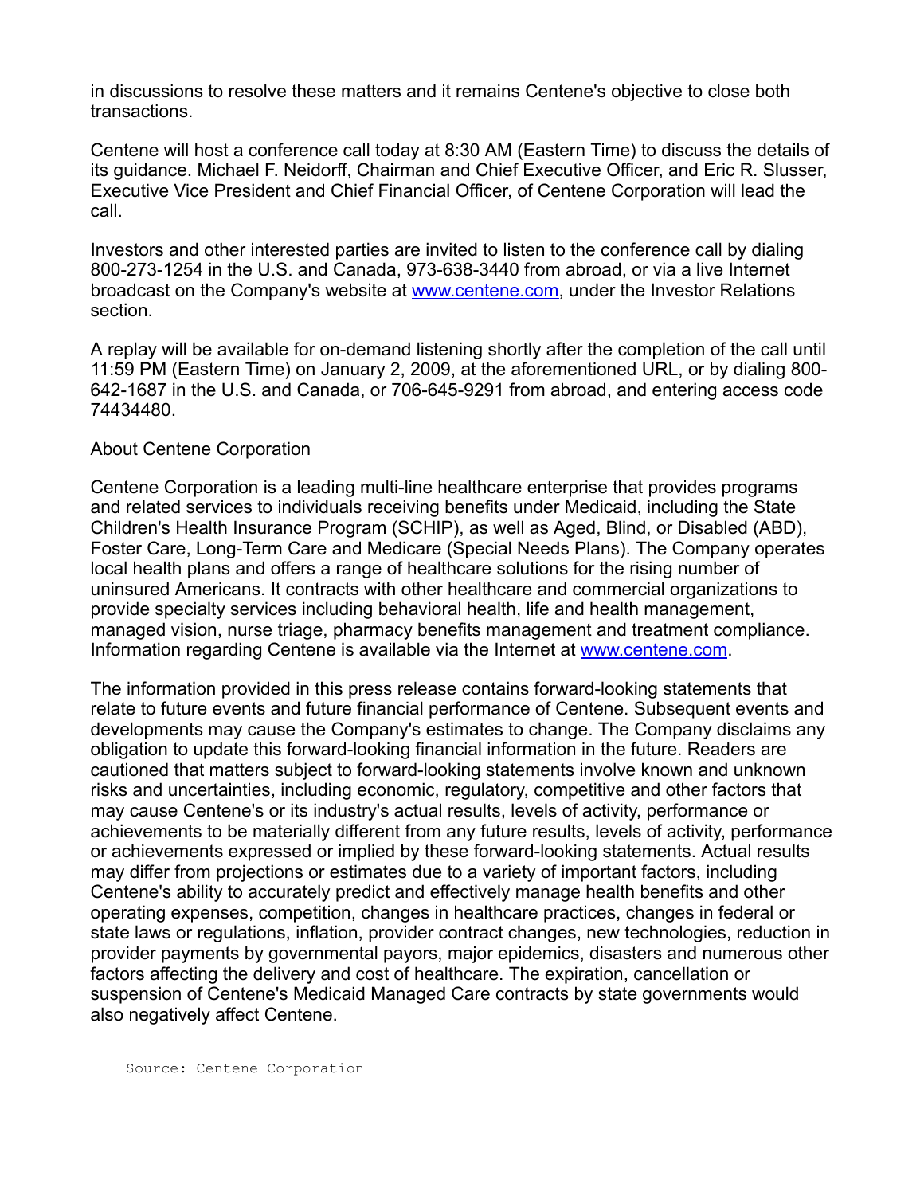in discussions to resolve these matters and it remains Centene's objective to close both transactions.

Centene will host a conference call today at 8:30 AM (Eastern Time) to discuss the details of its guidance. Michael F. Neidorff, Chairman and Chief Executive Officer, and Eric R. Slusser, Executive Vice President and Chief Financial Officer, of Centene Corporation will lead the call.

Investors and other interested parties are invited to listen to the conference call by dialing 800-273-1254 in the U.S. and Canada, 973-638-3440 from abroad, or via a live Internet broadcast on the Company's website at [www.centene.com](http://www.centene.com), under the Investor Relations section.

A replay will be available for on-demand listening shortly after the completion of the call until 11:59 PM (Eastern Time) on January 2, 2009, at the aforementioned URL, or by dialing 800-642-1687 in the U.S. and Canada, or 706-645-9291 from abroad, and entering access code 74434480.

About Centene Corporation

Centene Corporation is a leading multi-line healthcare enterprise that provides programs and related services to individuals receiving benefits under Medicaid, including the State Children's Health Insurance Program (SCHIP), as well as Aged, Blind, or Disabled (ABD), Foster Care, Long-Term Care and Medicare (Special Needs Plans). The Company operates local health plans and offers a range of healthcare solutions for the rising number of uninsured Americans. It contracts with other healthcare and commercial organizations to provide specialty services including behavioral health, life and health management, managed vision, nurse triage, pharmacy benefits management and treatment compliance. Information regarding Centene is available via the Internet at [www.centene.com](http://www.centene.com).

The information provided in this press release contains forward-looking statements that relate to future events and future financial performance of Centene. Subsequent events and developments may cause the Company's estimates to change. The Company disclaims any obligation to update this forward-looking financial information in the future. Readers are cautioned that matters subject to forward-looking statements involve known and unknown risks and uncertainties, including economic, regulatory, competitive and other factors that may cause Centene's or its industry's actual results, levels of activity, performance or achievements to be materially different from any future results, levels of activity, performance or achievements expressed or implied by these forward-looking statements. Actual results may differ from projections or estimates due to a variety of important factors, including Centene's ability to accurately predict and effectively manage health benefits and other operating expenses, competition, changes in healthcare practices, changes in federal or state laws or regulations, inflation, provider contract changes, new technologies, reduction in provider payments by governmental payors, major epidemics, disasters and numerous other factors affecting the delivery and cost of healthcare. The expiration, cancellation or suspension of Centene's Medicaid Managed Care contracts by state governments would also negatively affect Centene.

Source: Centene Corporation